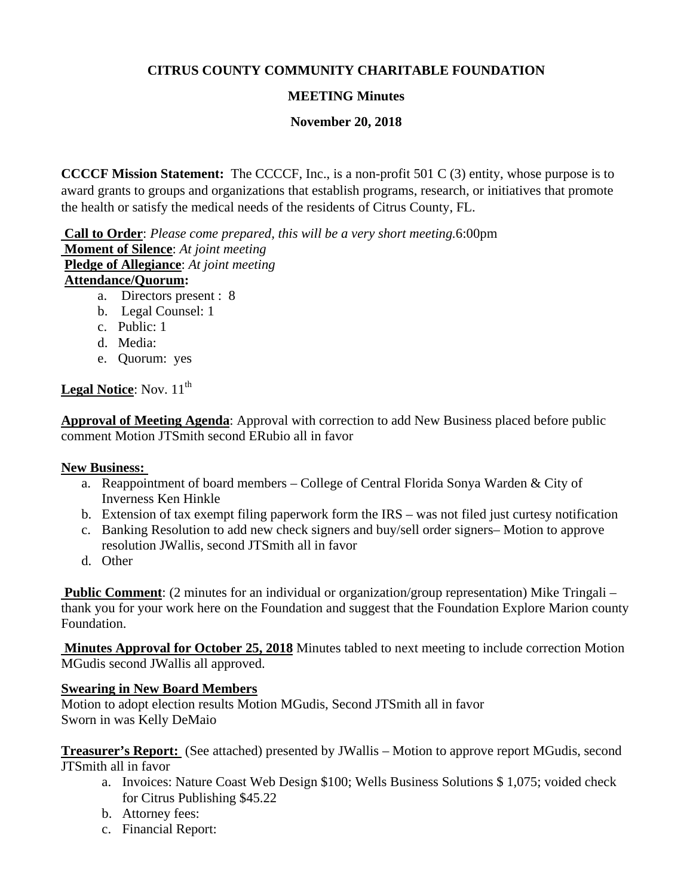# CITRUS COUNTY COMMUNITY CHARITABLE FOUNDATION

## MEETING Minutes

## November 20, 2018

**CCCCF Mission Statement:** The CCCCF, Inc., is a non-profit 501 C (3) entity, whose purpose is to award grants to groups and organizations that establish programs, research, or initiatives that promote the health or satisfy the medical needs of the residents of Citrus County, FL.

**Call to Order**: *Please come prepared, this will be a very short meeting.*6:00pm
**Moment of Silence**: *At joint meeting*
**Pledge of Allegiance**: *At joint meeting*
**Attendance/Quorum:**

a. Directors present : 8
b. Legal Counsel: 1
c. Public: 1
d. Media:
e. Quorum: yes

**Legal Notice**: Nov. 11th

**Approval of Meeting Agenda**: Approval with correction to add New Business placed before public comment Motion JTSmith second ERubio all in favor

**New Business:**

a. Reappointment of board members – College of Central Florida Sonya Warden & City of Inverness Ken Hinkle
b. Extension of tax exempt filing paperwork form the IRS – was not filed just curtesy notification
c. Banking Resolution to add new check signers and buy/sell order signers– Motion to approve resolution JWallis, second JTSmith all in favor
d. Other

**Public Comment**: (2 minutes for an individual or organization/group representation) Mike Tringali – thank you for your work here on the Foundation and suggest that the Foundation Explore Marion county Foundation.

**Minutes Approval for October 25, 2018** Minutes tabled to next meeting to include correction Motion MGudis second JWallis all approved.

**Swearing in New Board Members**
Motion to adopt election results Motion MGudis, Second JTSmith all in favor
Sworn in was Kelly DeMaio

**Treasurer's Report:** (See attached) presented by JWallis – Motion to approve report MGudis, second JTSmith all in favor

a. Invoices: Nature Coast Web Design $100; Wells Business Solutions $ 1,075; voided check for Citrus Publishing $45.22
b. Attorney fees:
c. Financial Report: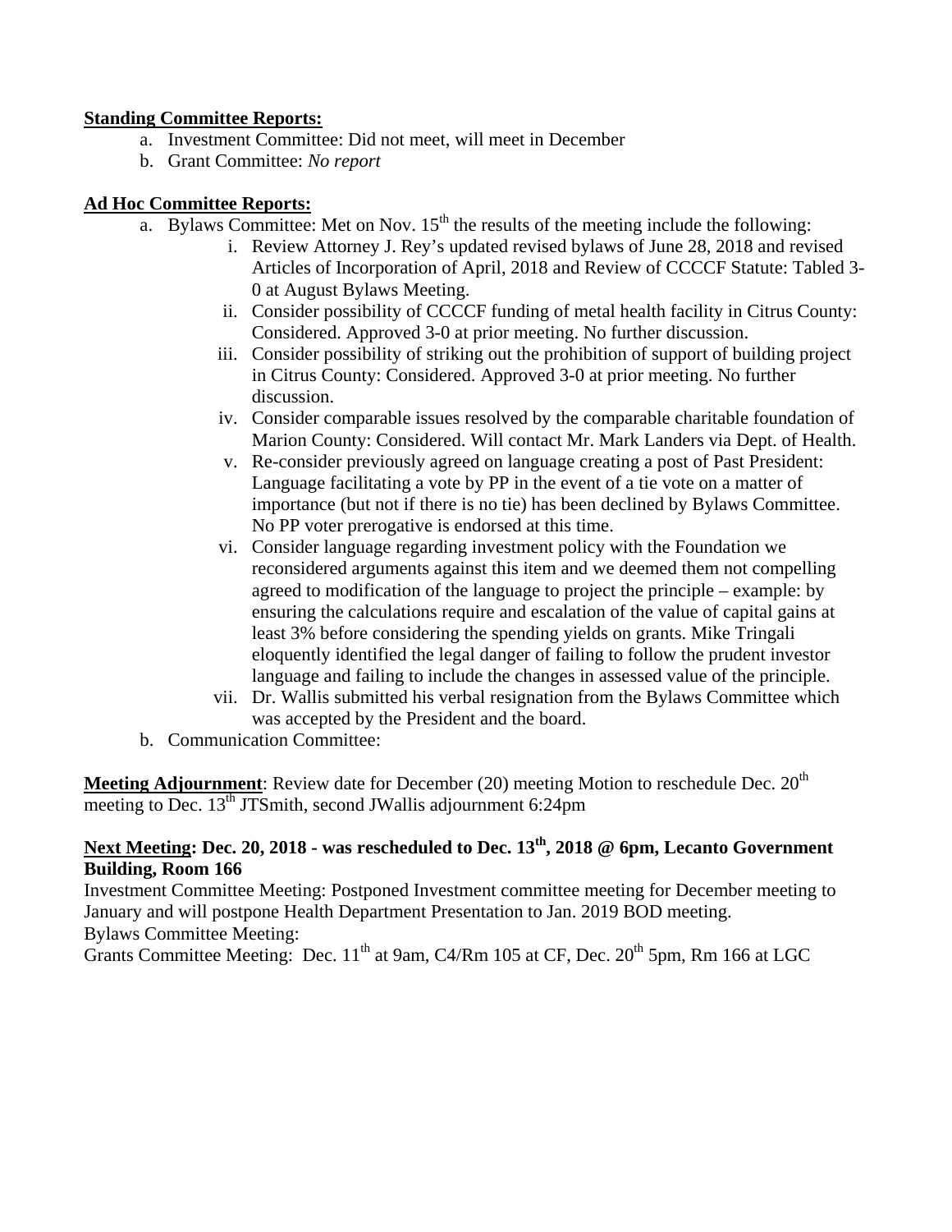**Standing Committee Reports:**

a. Investment Committee: Did not meet, will meet in December
b. Grant Committee: *No report*

**Ad Hoc Committee Reports:**

a. Bylaws Committee: Met on Nov. 15th the results of the meeting include the following:
   i. Review Attorney J. Rey's updated revised bylaws of June 28, 2018 and revised Articles of Incorporation of April, 2018 and Review of CCCCF Statute: Tabled 3-0 at August Bylaws Meeting.
   ii. Consider possibility of CCCCF funding of metal health facility in Citrus County: Considered. Approved 3-0 at prior meeting. No further discussion.
   iii. Consider possibility of striking out the prohibition of support of building project in Citrus County: Considered. Approved 3-0 at prior meeting. No further discussion.
   iv. Consider comparable issues resolved by the comparable charitable foundation of Marion County: Considered. Will contact Mr. Mark Landers via Dept. of Health.
   v. Re-consider previously agreed on language creating a post of Past President: Language facilitating a vote by PP in the event of a tie vote on a matter of importance (but not if there is no tie) has been declined by Bylaws Committee. No PP voter prerogative is endorsed at this time.
   vi. Consider language regarding investment policy with the Foundation we reconsidered arguments against this item and we deemed them not compelling agreed to modification of the language to project the principle – example: by ensuring the calculations require and escalation of the value of capital gains at least 3% before considering the spending yields on grants. Mike Tringali eloquently identified the legal danger of failing to follow the prudent investor language and failing to include the changes in assessed value of the principle.
   vii. Dr. Wallis submitted his verbal resignation from the Bylaws Committee which was accepted by the President and the board.

b. Communication Committee:

**Meeting Adjournment**: Review date for December (20) meeting Motion to reschedule Dec. 20th meeting to Dec. 13th JTSmith, second JWallis adjournment 6:24pm

**Next Meeting: Dec. 20, 2018 - was rescheduled to Dec. 13th, 2018 @ 6pm, Lecanto Government Building, Room 166**

Investment Committee Meeting: Postponed Investment committee meeting for December meeting to January and will postpone Health Department Presentation to Jan. 2019 BOD meeting.

Bylaws Committee Meeting:

Grants Committee Meeting: Dec. 11th at 9am, C4/Rm 105 at CF, Dec. 20th 5pm, Rm 166 at LGC